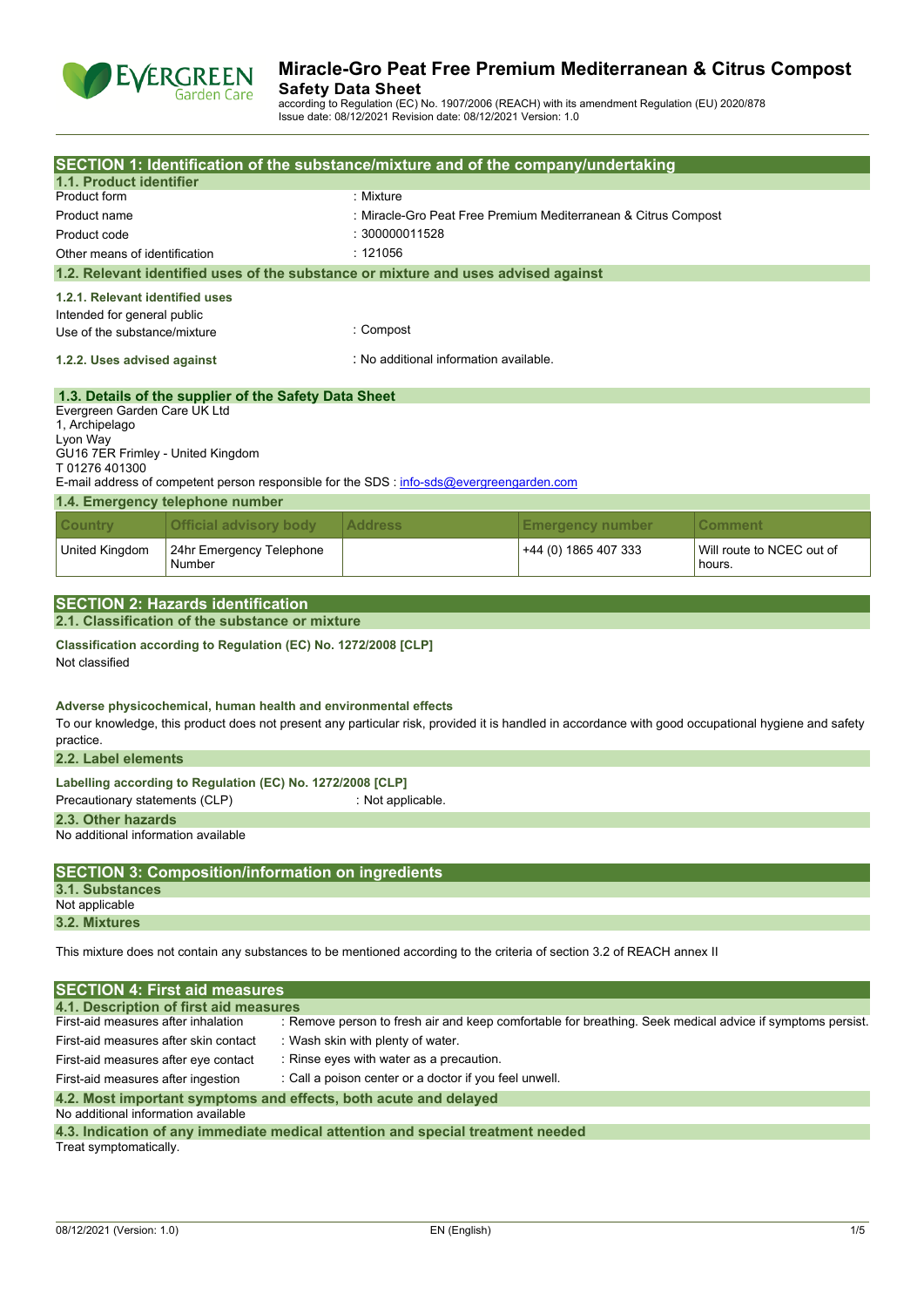# Miracle-Gro Peat Free Premium Mediterranean & Citrus Compost

**Safety Data Sheet**

according to Regulation (EC) No. 1907/2006 (REACH) with its amendment Regulation (EU) 2020/878

Issue date: 08/12/2021 Revision date: 08/12/2021 Version: 1.0

## SECTION 1: Identification of the substance/mixture and of the company/undertaking

### 1.1. Product identifier

| | |
|---|---|
| Product form | : Mixture |
| Product name | : Miracle-Gro Peat Free Premium Mediterranean & Citrus Compost |
| Product code | : 300000011528 |
| Other means of identification | : 121056 |

### 1.2. Relevant identified uses of the substance or mixture and uses advised against

**1.2.1. Relevant identified uses**

Intended for general public

| | |
|---|---|
| Use of the substance/mixture | : Compost |

**1.2.2. Uses advised against** : No additional information available.

### 1.3. Details of the supplier of the Safety Data Sheet

Evergreen Garden Care UK Ltd
1, Archipelago
Lyon Way
GU16 7ER Frimley - United Kingdom
T 01276 401300
E-mail address of competent person responsible for the SDS : info-sds@evergreengarden.com

### 1.4. Emergency telephone number

| Country | Official advisory body | Address | Emergency number | Comment |
|---|---|---|---|---|
| United Kingdom | 24hr Emergency Telephone Number | | +44 (0) 1865 407 333 | Will route to NCEC out of hours. |

## SECTION 2: Hazards identification

### 2.1. Classification of the substance or mixture

**Classification according to Regulation (EC) No. 1272/2008 [CLP]**

Not classified

**Adverse physicochemical, human health and environmental effects**

To our knowledge, this product does not present any particular risk, provided it is handled in accordance with good occupational hygiene and safety practice.

### 2.2. Label elements

**Labelling according to Regulation (EC) No. 1272/2008 [CLP]**

Precautionary statements (CLP) : Not applicable.

### 2.3. Other hazards

No additional information available

## SECTION 3: Composition/information on ingredients

### 3.1. Substances

Not applicable

### 3.2. Mixtures

This mixture does not contain any substances to be mentioned according to the criteria of section 3.2 of REACH annex II

## SECTION 4: First aid measures

### 4.1. Description of first aid measures

| | |
|---|---|
| First-aid measures after inhalation | : Remove person to fresh air and keep comfortable for breathing. Seek medical advice if symptoms persist. |
| First-aid measures after skin contact | : Wash skin with plenty of water. |
| First-aid measures after eye contact | : Rinse eyes with water as a precaution. |
| First-aid measures after ingestion | : Call a poison center or a doctor if you feel unwell. |

### 4.2. Most important symptoms and effects, both acute and delayed

No additional information available

### 4.3. Indication of any immediate medical attention and special treatment needed

Treat symptomatically.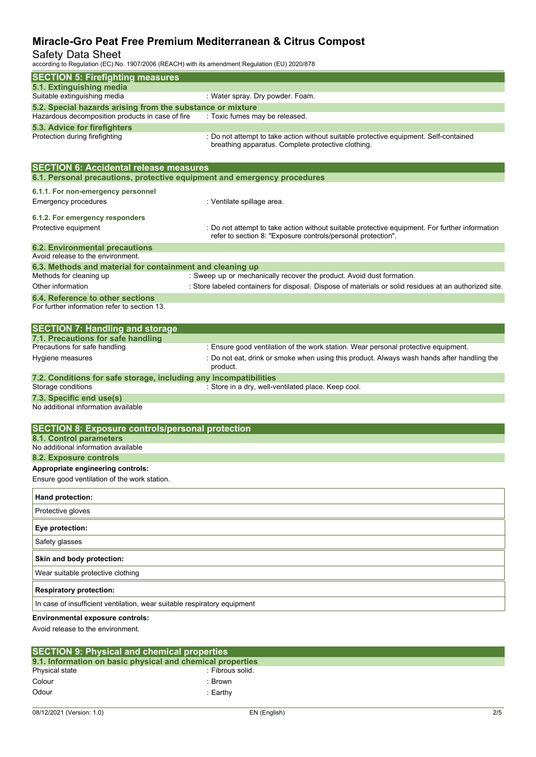## SECTION 5: Firefighting measures

### 5.1. Extinguishing media

Suitable extinguishing media : Water spray. Dry powder. Foam.

### 5.2. Special hazards arising from the substance or mixture

Hazardous decomposition products in case of fire : Toxic fumes may be released.

### 5.3. Advice for firefighters

Protection during firefighting : Do not attempt to take action without suitable protective equipment. Self-contained breathing apparatus. Complete protective clothing.

## SECTION 6: Accidental release measures

### 6.1. Personal precautions, protective equipment and emergency procedures

**6.1.1. For non-emergency personnel**

Emergency procedures : Ventilate spillage area.

**6.1.2. For emergency responders**

Protective equipment : Do not attempt to take action without suitable protective equipment. For further information refer to section 8: "Exposure controls/personal protection".

### 6.2. Environmental precautions

Avoid release to the environment.

### 6.3. Methods and material for containment and cleaning up

Methods for cleaning up : Sweep up or mechanically recover the product. Avoid dust formation.

Other information : Store labeled containers for disposal. Dispose of materials or solid residues at an authorized site.

### 6.4. Reference to other sections

For further information refer to section 13.

## SECTION 7: Handling and storage

### 7.1. Precautions for safe handling

Precautions for safe handling : Ensure good ventilation of the work station. Wear personal protective equipment.

Hygiene measures : Do not eat, drink or smoke when using this product. Always wash hands after handling the product.

### 7.2. Conditions for safe storage, including any incompatibilities

Storage conditions : Store in a dry, well-ventilated place. Keep cool.

### 7.3. Specific end use(s)

No additional information available

## SECTION 8: Exposure controls/personal protection

### 8.1. Control parameters

No additional information available

### 8.2. Exposure controls

**Appropriate engineering controls:**

Ensure good ventilation of the work station.

| **Hand protection:** |
|---|
| Protective gloves |

| **Eye protection:** |
|---|
| Safety glasses |

| **Skin and body protection:** |
|---|
| Wear suitable protective clothing |

| **Respiratory protection:** |
|---|
| In case of insufficient ventilation, wear suitable respiratory equipment |

**Environmental exposure controls:**

Avoid release to the environment.

## SECTION 9: Physical and chemical properties

### 9.1. Information on basic physical and chemical properties

Physical state : Fibrous solid.

Colour : Brown

Odour : Earthy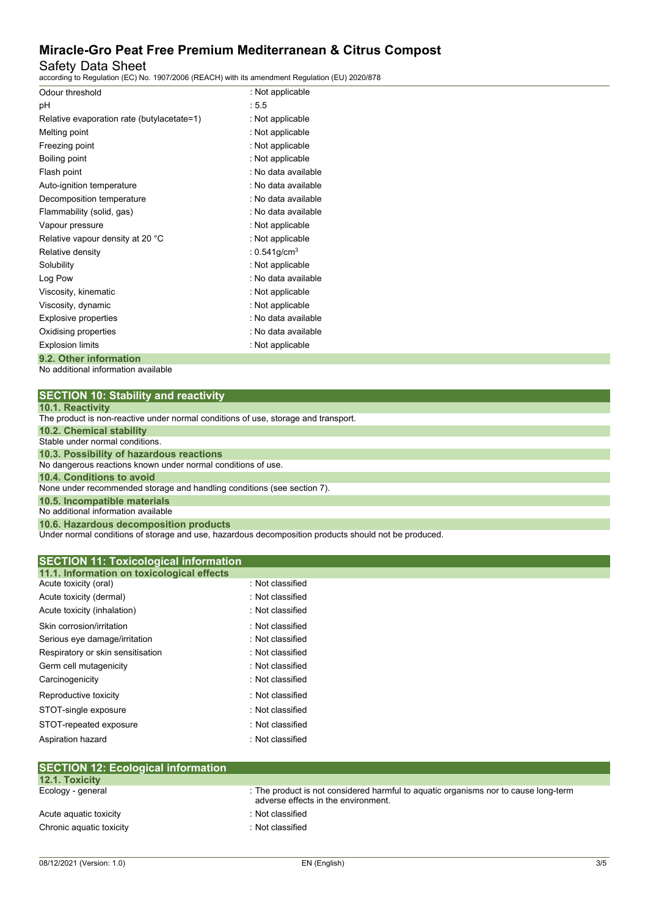| | |
|---|---|
| Odour threshold | : Not applicable |
| pH | : 5.5 |
| Relative evaporation rate (butylacetate=1) | : Not applicable |
| Melting point | : Not applicable |
| Freezing point | : Not applicable |
| Boiling point | : Not applicable |
| Flash point | : No data available |
| Auto-ignition temperature | : No data available |
| Decomposition temperature | : No data available |
| Flammability (solid, gas) | : No data available |
| Vapour pressure | : Not applicable |
| Relative vapour density at 20 °C | : Not applicable |
| Relative density | : 0.541g/cm$^3$ |
| Solubility | : Not applicable |
| Log Pow | : No data available |
| Viscosity, kinematic | : Not applicable |
| Viscosity, dynamic | : Not applicable |
| Explosive properties | : No data available |
| Oxidising properties | : No data available |
| Explosion limits | : Not applicable |

### 9.2. Other information

No additional information available

## SECTION 10: Stability and reactivity

### 10.1. Reactivity

The product is non-reactive under normal conditions of use, storage and transport.

### 10.2. Chemical stability

Stable under normal conditions.

### 10.3. Possibility of hazardous reactions

No dangerous reactions known under normal conditions of use.

### 10.4. Conditions to avoid

None under recommended storage and handling conditions (see section 7).

### 10.5. Incompatible materials

No additional information available

### 10.6. Hazardous decomposition products

Under normal conditions of storage and use, hazardous decomposition products should not be produced.

## SECTION 11: Toxicological information

### 11.1. Information on toxicological effects

| | |
|---|---|
| Acute toxicity (oral) | : Not classified |
| Acute toxicity (dermal) | : Not classified |
| Acute toxicity (inhalation) | : Not classified |
| Skin corrosion/irritation | : Not classified |
| Serious eye damage/irritation | : Not classified |
| Respiratory or skin sensitisation | : Not classified |
| Germ cell mutagenicity | : Not classified |
| Carcinogenicity | : Not classified |
| Reproductive toxicity | : Not classified |
| STOT-single exposure | : Not classified |
| STOT-repeated exposure | : Not classified |
| Aspiration hazard | : Not classified |

## SECTION 12: Ecological information

### 12.1. Toxicity

| | |
|---|---|
| Ecology - general | : The product is not considered harmful to aquatic organisms nor to cause long-term adverse effects in the environment. |
| Acute aquatic toxicity | : Not classified |
| Chronic aquatic toxicity | : Not classified |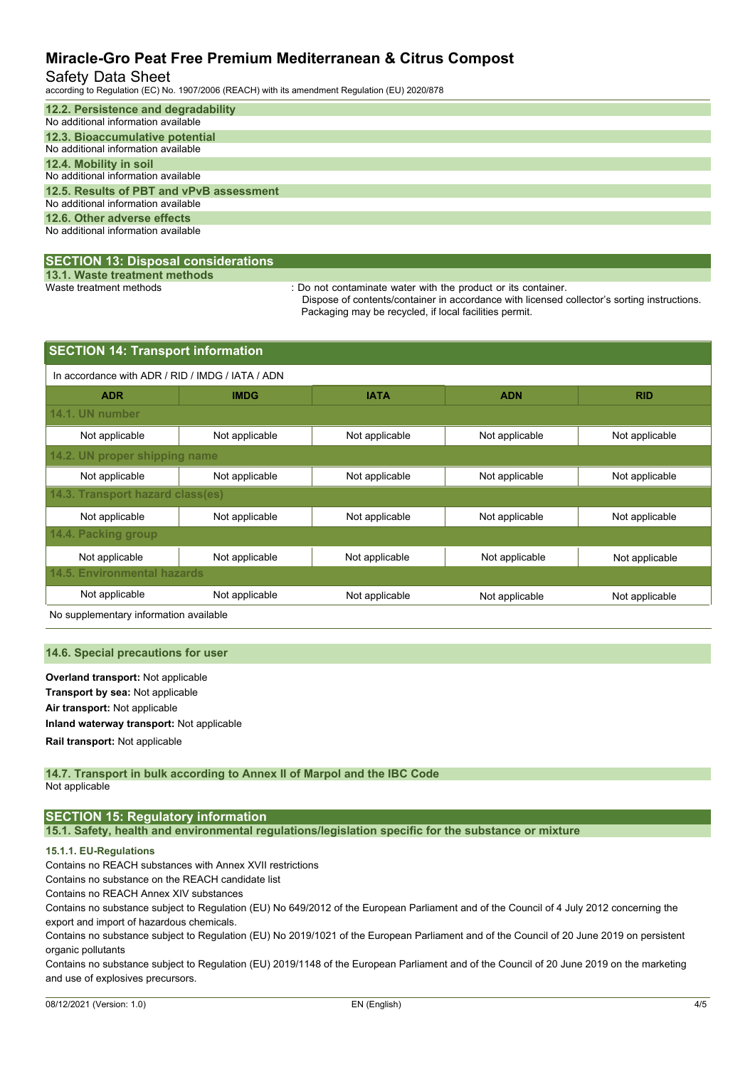### 12.2. Persistence and degradability

No additional information available

### 12.3. Bioaccumulative potential

No additional information available

### 12.4. Mobility in soil

No additional information available

### 12.5. Results of PBT and vPvB assessment

No additional information available

### 12.6. Other adverse effects

No additional information available

## SECTION 13: Disposal considerations

### 13.1. Waste treatment methods

Waste treatment methods : Do not contaminate water with the product or its container.
Dispose of contents/container in accordance with licensed collector's sorting instructions.
Packaging may be recycled, if local facilities permit.

## SECTION 14: Transport information

In accordance with ADR / RID / IMDG / IATA / ADN

| ADR | IMDG | IATA | ADN | RID |
|---|---|---|---|---|
| **14.1. UN number** | | | | |
| Not applicable | Not applicable | Not applicable | Not applicable | Not applicable |
| **14.2. UN proper shipping name** | | | | |
| Not applicable | Not applicable | Not applicable | Not applicable | Not applicable |
| **14.3. Transport hazard class(es)** | | | | |
| Not applicable | Not applicable | Not applicable | Not applicable | Not applicable |
| **14.4. Packing group** | | | | |
| Not applicable | Not applicable | Not applicable | Not applicable | Not applicable |
| **14.5. Environmental hazards** | | | | |
| Not applicable | Not applicable | Not applicable | Not applicable | Not applicable |

No supplementary information available

### 14.6. Special precautions for user

**Overland transport:** Not applicable

**Transport by sea:** Not applicable

**Air transport:** Not applicable

**Inland waterway transport:** Not applicable

**Rail transport:** Not applicable

### 14.7. Transport in bulk according to Annex II of Marpol and the IBC Code

Not applicable

## SECTION 15: Regulatory information

### 15.1. Safety, health and environmental regulations/legislation specific for the substance or mixture

#### 15.1.1. EU-Regulations

Contains no REACH substances with Annex XVII restrictions

Contains no substance on the REACH candidate list

Contains no REACH Annex XIV substances

Contains no substance subject to Regulation (EU) No 649/2012 of the European Parliament and of the Council of 4 July 2012 concerning the export and import of hazardous chemicals.

Contains no substance subject to Regulation (EU) No 2019/1021 of the European Parliament and of the Council of 20 June 2019 on persistent organic pollutants

Contains no substance subject to Regulation (EU) 2019/1148 of the European Parliament and of the Council of 20 June 2019 on the marketing and use of explosives precursors.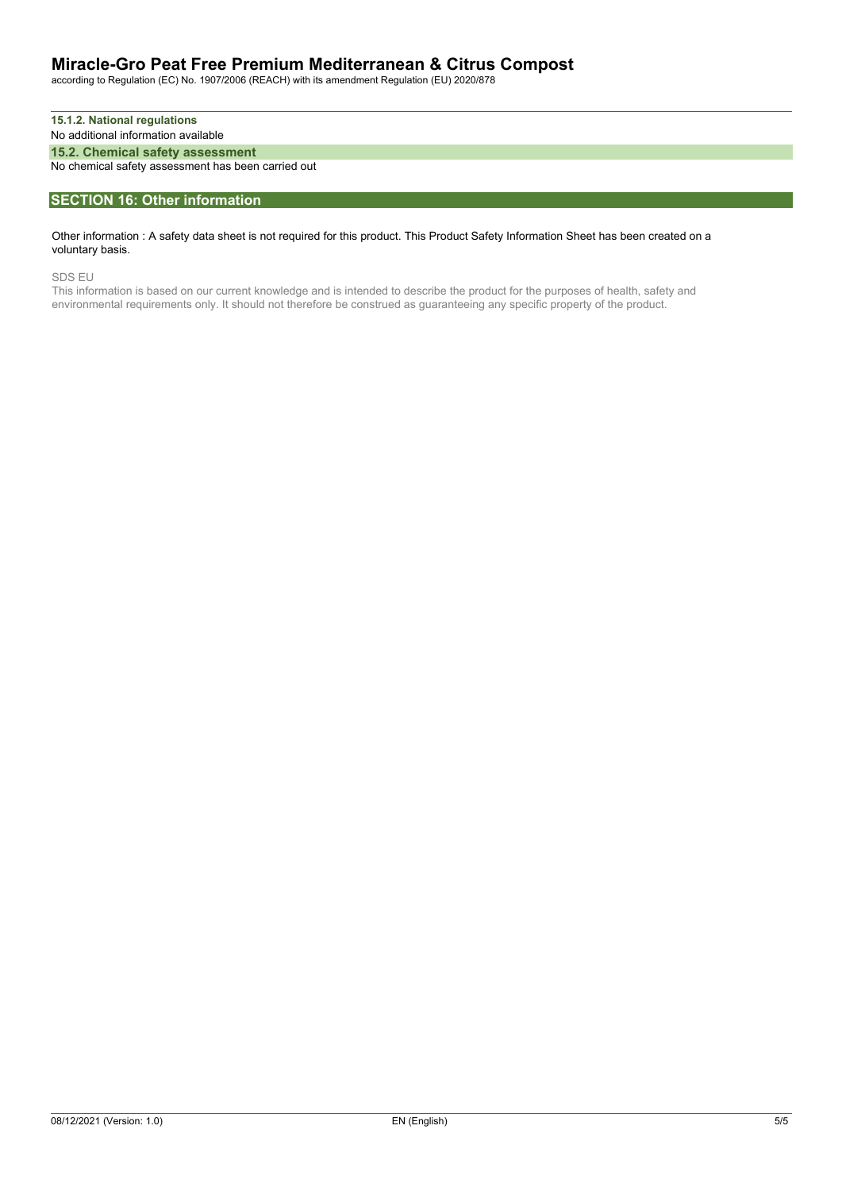#### 15.1.2. National regulations

No additional information available

### 15.2. Chemical safety assessment

No chemical safety assessment has been carried out

## SECTION 16: Other information

Other information : A safety data sheet is not required for this product. This Product Safety Information Sheet has been created on a voluntary basis.

SDS EU

This information is based on our current knowledge and is intended to describe the product for the purposes of health, safety and environmental requirements only. It should not therefore be construed as guaranteeing any specific property of the product.